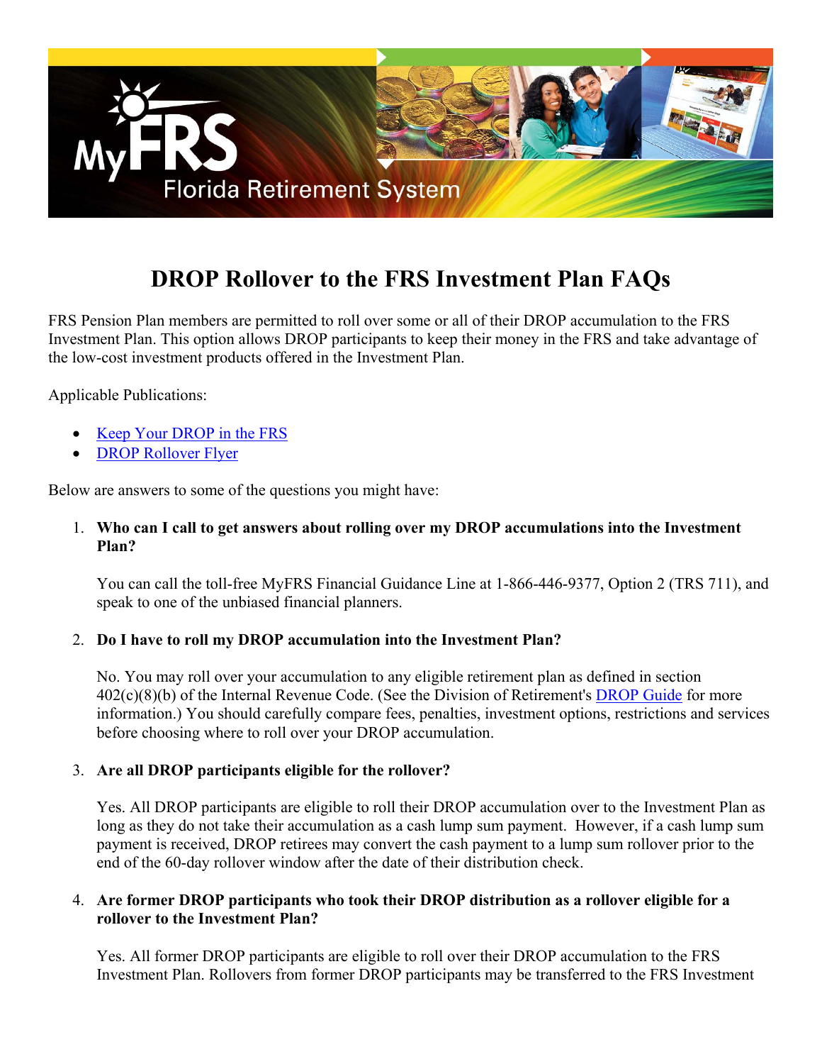# DROP Rollover to the FRS Investment Plan FAQs

FRS Pension Plan members are permitted to roll over some or all of their DROP accumulation to the FRS Investment Plan. This option allows DROP participants to keep their money in the FRS and take advantage of the low-cost investment products offered in the Investment Plan.

Applicable Publications:

- Keep Your DROP in the FRS
- DROP Rollover Flyer

Below are answers to some of the questions you might have:

1. **Who can I call to get answers about rolling over my DROP accumulations into the Investment Plan?**

   You can call the toll-free MyFRS Financial Guidance Line at 1-866-446-9377, Option 2 (TRS 711), and speak to one of the unbiased financial planners.

2. **Do I have to roll my DROP accumulation into the Investment Plan?**

   No. You may roll over your accumulation to any eligible retirement plan as defined in section 402(c)(8)(b) of the Internal Revenue Code. (See the Division of Retirement's DROP Guide for more information.) You should carefully compare fees, penalties, investment options, restrictions and services before choosing where to roll over your DROP accumulation.

3. **Are all DROP participants eligible for the rollover?**

   Yes. All DROP participants are eligible to roll their DROP accumulation over to the Investment Plan as long as they do not take their accumulation as a cash lump sum payment. However, if a cash lump sum payment is received, DROP retirees may convert the cash payment to a lump sum rollover prior to the end of the 60-day rollover window after the date of their distribution check.

4. **Are former DROP participants who took their DROP distribution as a rollover eligible for a rollover to the Investment Plan?**

   Yes. All former DROP participants are eligible to roll over their DROP accumulation to the FRS Investment Plan. Rollovers from former DROP participants may be transferred to the FRS Investment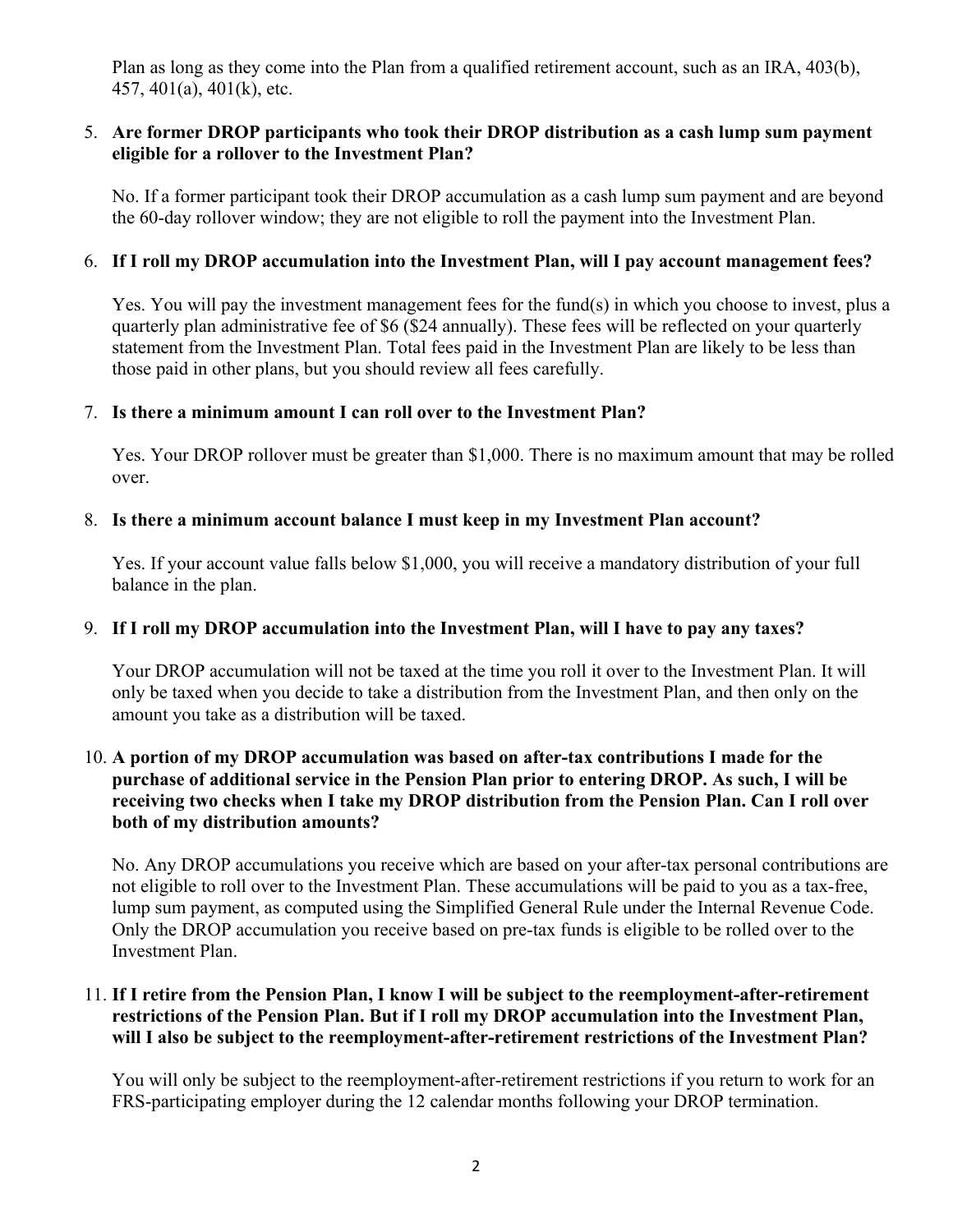Plan as long as they come into the Plan from a qualified retirement account, such as an IRA, 403(b), 457, 401(a), 401(k), etc.

5. **Are former DROP participants who took their DROP distribution as a cash lump sum payment eligible for a rollover to the Investment Plan?**

   No. If a former participant took their DROP accumulation as a cash lump sum payment and are beyond the 60-day rollover window; they are not eligible to roll the payment into the Investment Plan.

6. **If I roll my DROP accumulation into the Investment Plan, will I pay account management fees?**

   Yes. You will pay the investment management fees for the fund(s) in which you choose to invest, plus a quarterly plan administrative fee of $6 ($24 annually). These fees will be reflected on your quarterly statement from the Investment Plan. Total fees paid in the Investment Plan are likely to be less than those paid in other plans, but you should review all fees carefully.

7. **Is there a minimum amount I can roll over to the Investment Plan?**

   Yes. Your DROP rollover must be greater than $1,000. There is no maximum amount that may be rolled over.

8. **Is there a minimum account balance I must keep in my Investment Plan account?**

   Yes. If your account value falls below $1,000, you will receive a mandatory distribution of your full balance in the plan.

9. **If I roll my DROP accumulation into the Investment Plan, will I have to pay any taxes?**

   Your DROP accumulation will not be taxed at the time you roll it over to the Investment Plan. It will only be taxed when you decide to take a distribution from the Investment Plan, and then only on the amount you take as a distribution will be taxed.

10. **A portion of my DROP accumulation was based on after-tax contributions I made for the purchase of additional service in the Pension Plan prior to entering DROP. As such, I will be receiving two checks when I take my DROP distribution from the Pension Plan. Can I roll over both of my distribution amounts?**

    No. Any DROP accumulations you receive which are based on your after-tax personal contributions are not eligible to roll over to the Investment Plan. These accumulations will be paid to you as a tax-free, lump sum payment, as computed using the Simplified General Rule under the Internal Revenue Code. Only the DROP accumulation you receive based on pre-tax funds is eligible to be rolled over to the Investment Plan.

11. **If I retire from the Pension Plan, I know I will be subject to the reemployment-after-retirement restrictions of the Pension Plan. But if I roll my DROP accumulation into the Investment Plan, will I also be subject to the reemployment-after-retirement restrictions of the Investment Plan?**

    You will only be subject to the reemployment-after-retirement restrictions if you return to work for an FRS-participating employer during the 12 calendar months following your DROP termination.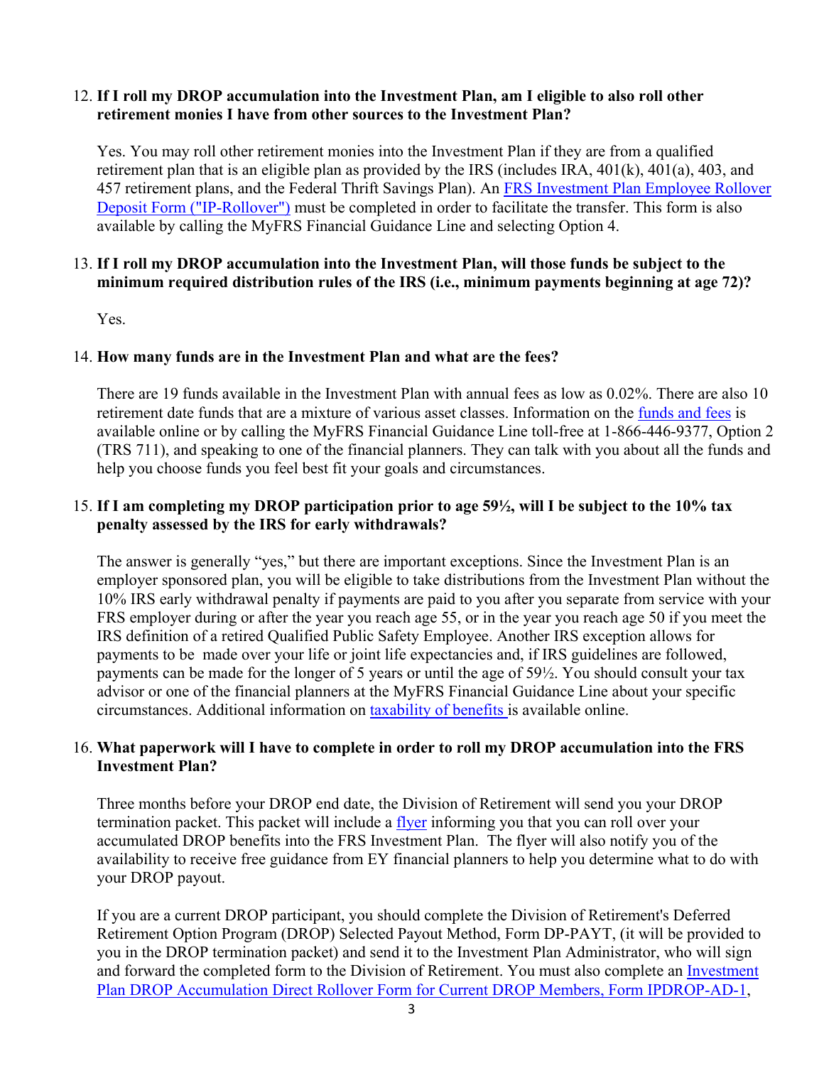12. **If I roll my DROP accumulation into the Investment Plan, am I eligible to also roll other retirement monies I have from other sources to the Investment Plan?**

    Yes. You may roll other retirement monies into the Investment Plan if they are from a qualified retirement plan that is an eligible plan as provided by the IRS (includes IRA, 401(k), 401(a), 403, and 457 retirement plans, and the Federal Thrift Savings Plan). An FRS Investment Plan Employee Rollover Deposit Form ("IP-Rollover") must be completed in order to facilitate the transfer. This form is also available by calling the MyFRS Financial Guidance Line and selecting Option 4.

13. **If I roll my DROP accumulation into the Investment Plan, will those funds be subject to the minimum required distribution rules of the IRS (i.e., minimum payments beginning at age 72)?**

    Yes.

14. **How many funds are in the Investment Plan and what are the fees?**

    There are 19 funds available in the Investment Plan with annual fees as low as 0.02%. There are also 10 retirement date funds that are a mixture of various asset classes. Information on the funds and fees is available online or by calling the MyFRS Financial Guidance Line toll-free at 1-866-446-9377, Option 2 (TRS 711), and speaking to one of the financial planners. They can talk with you about all the funds and help you choose funds you feel best fit your goals and circumstances.

15. **If I am completing my DROP participation prior to age 59½, will I be subject to the 10% tax penalty assessed by the IRS for early withdrawals?**

    The answer is generally "yes," but there are important exceptions. Since the Investment Plan is an employer sponsored plan, you will be eligible to take distributions from the Investment Plan without the 10% IRS early withdrawal penalty if payments are paid to you after you separate from service with your FRS employer during or after the year you reach age 55, or in the year you reach age 50 if you meet the IRS definition of a retired Qualified Public Safety Employee. Another IRS exception allows for payments to be made over your life or joint life expectancies and, if IRS guidelines are followed, payments can be made for the longer of 5 years or until the age of 59½. You should consult your tax advisor or one of the financial planners at the MyFRS Financial Guidance Line about your specific circumstances. Additional information on taxability of benefits is available online.

16. **What paperwork will I have to complete in order to roll my DROP accumulation into the FRS Investment Plan?**

    Three months before your DROP end date, the Division of Retirement will send you your DROP termination packet. This packet will include a flyer informing you that you can roll over your accumulated DROP benefits into the FRS Investment Plan. The flyer will also notify you of the availability to receive free guidance from EY financial planners to help you determine what to do with your DROP payout.

    If you are a current DROP participant, you should complete the Division of Retirement's Deferred Retirement Option Program (DROP) Selected Payout Method, Form DP-PAYT, (it will be provided to you in the DROP termination packet) and send it to the Investment Plan Administrator, who will sign and forward the completed form to the Division of Retirement. You must also complete an Investment Plan DROP Accumulation Direct Rollover Form for Current DROP Members, Form IPDROP-AD-1,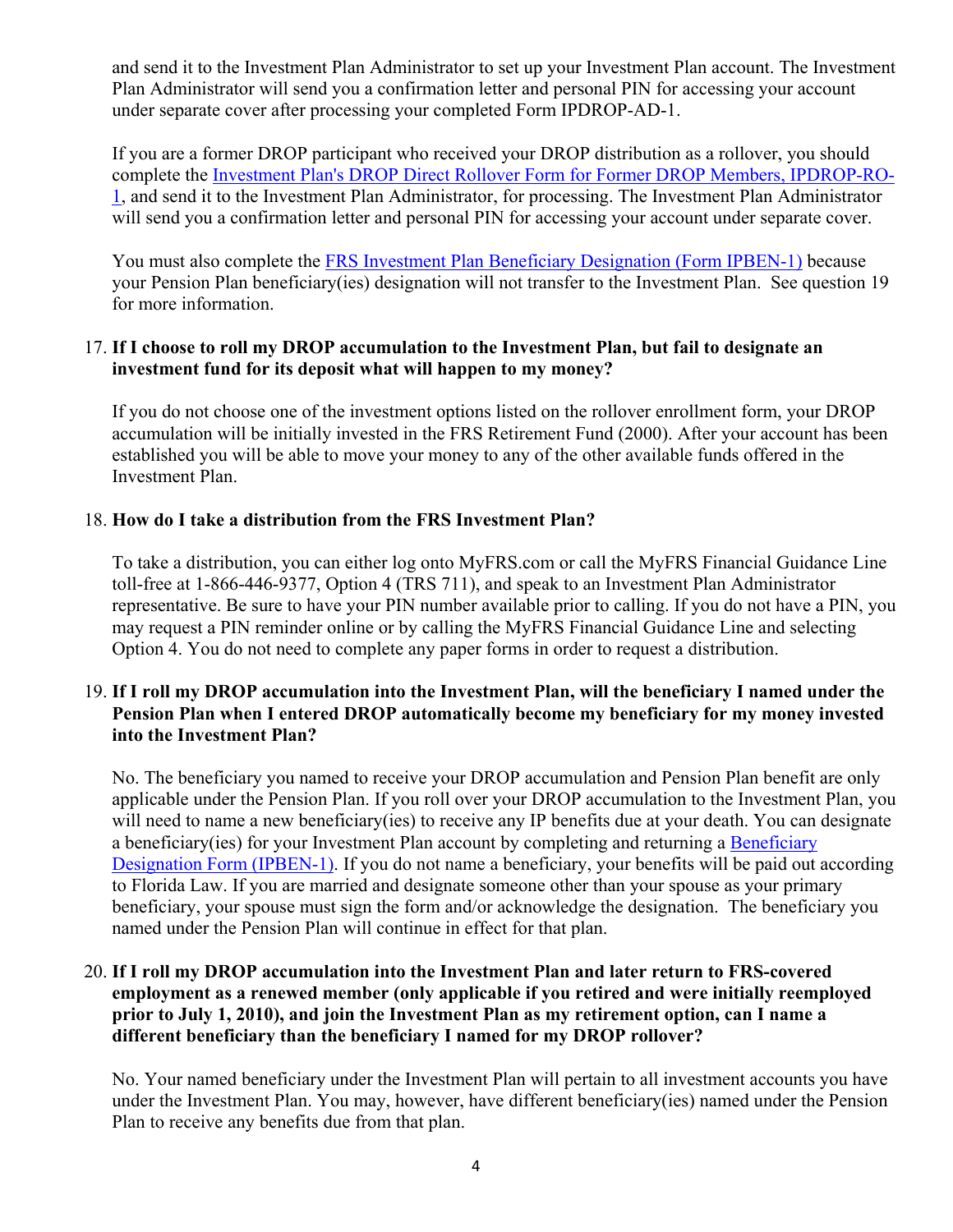and send it to the Investment Plan Administrator to set up your Investment Plan account. The Investment Plan Administrator will send you a confirmation letter and personal PIN for accessing your account under separate cover after processing your completed Form IPDROP-AD-1.

If you are a former DROP participant who received your DROP distribution as a rollover, you should complete the Investment Plan's DROP Direct Rollover Form for Former DROP Members, IPDROP-RO-1, and send it to the Investment Plan Administrator, for processing. The Investment Plan Administrator will send you a confirmation letter and personal PIN for accessing your account under separate cover.

You must also complete the FRS Investment Plan Beneficiary Designation (Form IPBEN-1) because your Pension Plan beneficiary(ies) designation will not transfer to the Investment Plan. See question 19 for more information.

17. **If I choose to roll my DROP accumulation to the Investment Plan, but fail to designate an investment fund for its deposit what will happen to my money?**

    If you do not choose one of the investment options listed on the rollover enrollment form, your DROP accumulation will be initially invested in the FRS Retirement Fund (2000). After your account has been established you will be able to move your money to any of the other available funds offered in the Investment Plan.

18. **How do I take a distribution from the FRS Investment Plan?**

    To take a distribution, you can either log onto MyFRS.com or call the MyFRS Financial Guidance Line toll-free at 1-866-446-9377, Option 4 (TRS 711), and speak to an Investment Plan Administrator representative. Be sure to have your PIN number available prior to calling. If you do not have a PIN, you may request a PIN reminder online or by calling the MyFRS Financial Guidance Line and selecting Option 4. You do not need to complete any paper forms in order to request a distribution.

19. **If I roll my DROP accumulation into the Investment Plan, will the beneficiary I named under the Pension Plan when I entered DROP automatically become my beneficiary for my money invested into the Investment Plan?**

    No. The beneficiary you named to receive your DROP accumulation and Pension Plan benefit are only applicable under the Pension Plan. If you roll over your DROP accumulation to the Investment Plan, you will need to name a new beneficiary(ies) to receive any IP benefits due at your death. You can designate a beneficiary(ies) for your Investment Plan account by completing and returning a Beneficiary Designation Form (IPBEN-1). If you do not name a beneficiary, your benefits will be paid out according to Florida Law. If you are married and designate someone other than your spouse as your primary beneficiary, your spouse must sign the form and/or acknowledge the designation. The beneficiary you named under the Pension Plan will continue in effect for that plan.

20. **If I roll my DROP accumulation into the Investment Plan and later return to FRS-covered employment as a renewed member (only applicable if you retired and were initially reemployed prior to July 1, 2010), and join the Investment Plan as my retirement option, can I name a different beneficiary than the beneficiary I named for my DROP rollover?**

    No. Your named beneficiary under the Investment Plan will pertain to all investment accounts you have under the Investment Plan. You may, however, have different beneficiary(ies) named under the Pension Plan to receive any benefits due from that plan.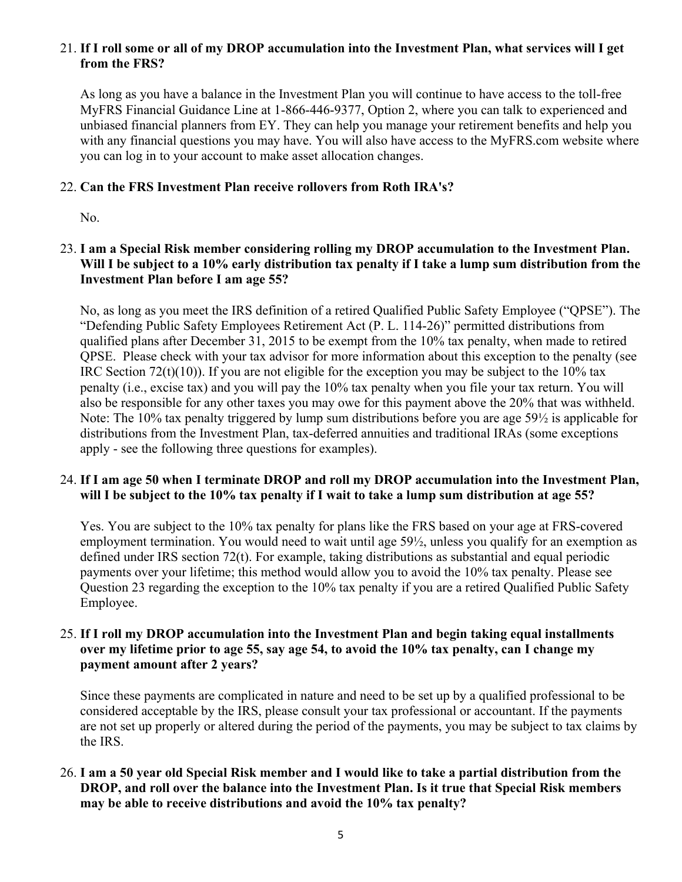21. **If I roll some or all of my DROP accumulation into the Investment Plan, what services will I get from the FRS?**

    As long as you have a balance in the Investment Plan you will continue to have access to the toll-free MyFRS Financial Guidance Line at 1-866-446-9377, Option 2, where you can talk to experienced and unbiased financial planners from EY. They can help you manage your retirement benefits and help you with any financial questions you may have. You will also have access to the MyFRS.com website where you can log in to your account to make asset allocation changes.

22. **Can the FRS Investment Plan receive rollovers from Roth IRA's?**

    No.

23. **I am a Special Risk member considering rolling my DROP accumulation to the Investment Plan. Will I be subject to a 10% early distribution tax penalty if I take a lump sum distribution from the Investment Plan before I am age 55?**

    No, as long as you meet the IRS definition of a retired Qualified Public Safety Employee ("QPSE"). The "Defending Public Safety Employees Retirement Act (P. L. 114-26)" permitted distributions from qualified plans after December 31, 2015 to be exempt from the 10% tax penalty, when made to retired QPSE. Please check with your tax advisor for more information about this exception to the penalty (see IRC Section 72(t)(10)). If you are not eligible for the exception you may be subject to the 10% tax penalty (i.e., excise tax) and you will pay the 10% tax penalty when you file your tax return. You will also be responsible for any other taxes you may owe for this payment above the 20% that was withheld. Note: The 10% tax penalty triggered by lump sum distributions before you are age 59½ is applicable for distributions from the Investment Plan, tax-deferred annuities and traditional IRAs (some exceptions apply - see the following three questions for examples).

24. **If I am age 50 when I terminate DROP and roll my DROP accumulation into the Investment Plan, will I be subject to the 10% tax penalty if I wait to take a lump sum distribution at age 55?**

    Yes. You are subject to the 10% tax penalty for plans like the FRS based on your age at FRS-covered employment termination. You would need to wait until age 59½, unless you qualify for an exemption as defined under IRS section 72(t). For example, taking distributions as substantial and equal periodic payments over your lifetime; this method would allow you to avoid the 10% tax penalty. Please see Question 23 regarding the exception to the 10% tax penalty if you are a retired Qualified Public Safety Employee.

25. **If I roll my DROP accumulation into the Investment Plan and begin taking equal installments over my lifetime prior to age 55, say age 54, to avoid the 10% tax penalty, can I change my payment amount after 2 years?**

    Since these payments are complicated in nature and need to be set up by a qualified professional to be considered acceptable by the IRS, please consult your tax professional or accountant. If the payments are not set up properly or altered during the period of the payments, you may be subject to tax claims by the IRS.

26. **I am a 50 year old Special Risk member and I would like to take a partial distribution from the DROP, and roll over the balance into the Investment Plan. Is it true that Special Risk members may be able to receive distributions and avoid the 10% tax penalty?**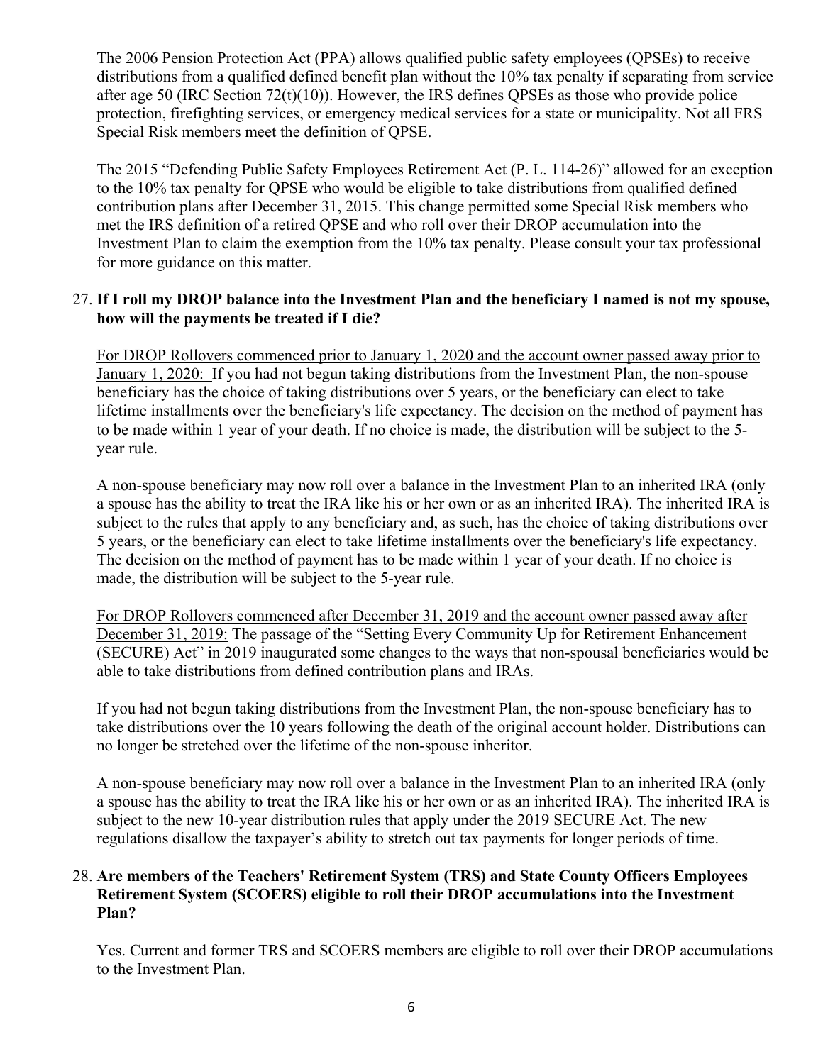The 2006 Pension Protection Act (PPA) allows qualified public safety employees (QPSEs) to receive distributions from a qualified defined benefit plan without the 10% tax penalty if separating from service after age 50 (IRC Section 72(t)(10)). However, the IRS defines QPSEs as those who provide police protection, firefighting services, or emergency medical services for a state or municipality. Not all FRS Special Risk members meet the definition of QPSE.

The 2015 "Defending Public Safety Employees Retirement Act (P. L. 114-26)" allowed for an exception to the 10% tax penalty for QPSE who would be eligible to take distributions from qualified defined contribution plans after December 31, 2015. This change permitted some Special Risk members who met the IRS definition of a retired QPSE and who roll over their DROP accumulation into the Investment Plan to claim the exemption from the 10% tax penalty. Please consult your tax professional for more guidance on this matter.

27. **If I roll my DROP balance into the Investment Plan and the beneficiary I named is not my spouse, how will the payments be treated if I die?**

    <u>For DROP Rollovers commenced prior to January 1, 2020 and the account owner passed away prior to January 1, 2020:</u> If you had not begun taking distributions from the Investment Plan, the non-spouse beneficiary has the choice of taking distributions over 5 years, or the beneficiary can elect to take lifetime installments over the beneficiary's life expectancy. The decision on the method of payment has to be made within 1 year of your death. If no choice is made, the distribution will be subject to the 5-year rule.

    A non-spouse beneficiary may now roll over a balance in the Investment Plan to an inherited IRA (only a spouse has the ability to treat the IRA like his or her own or as an inherited IRA). The inherited IRA is subject to the rules that apply to any beneficiary and, as such, has the choice of taking distributions over 5 years, or the beneficiary can elect to take lifetime installments over the beneficiary's life expectancy. The decision on the method of payment has to be made within 1 year of your death. If no choice is made, the distribution will be subject to the 5-year rule.

    <u>For DROP Rollovers commenced after December 31, 2019 and the account owner passed away after December 31, 2019:</u> The passage of the "Setting Every Community Up for Retirement Enhancement (SECURE) Act" in 2019 inaugurated some changes to the ways that non-spousal beneficiaries would be able to take distributions from defined contribution plans and IRAs.

    If you had not begun taking distributions from the Investment Plan, the non-spouse beneficiary has to take distributions over the 10 years following the death of the original account holder. Distributions can no longer be stretched over the lifetime of the non-spouse inheritor.

    A non-spouse beneficiary may now roll over a balance in the Investment Plan to an inherited IRA (only a spouse has the ability to treat the IRA like his or her own or as an inherited IRA). The inherited IRA is subject to the new 10-year distribution rules that apply under the 2019 SECURE Act. The new regulations disallow the taxpayer's ability to stretch out tax payments for longer periods of time.

28. **Are members of the Teachers' Retirement System (TRS) and State County Officers Employees Retirement System (SCOERS) eligible to roll their DROP accumulations into the Investment Plan?**

    Yes. Current and former TRS and SCOERS members are eligible to roll over their DROP accumulations to the Investment Plan.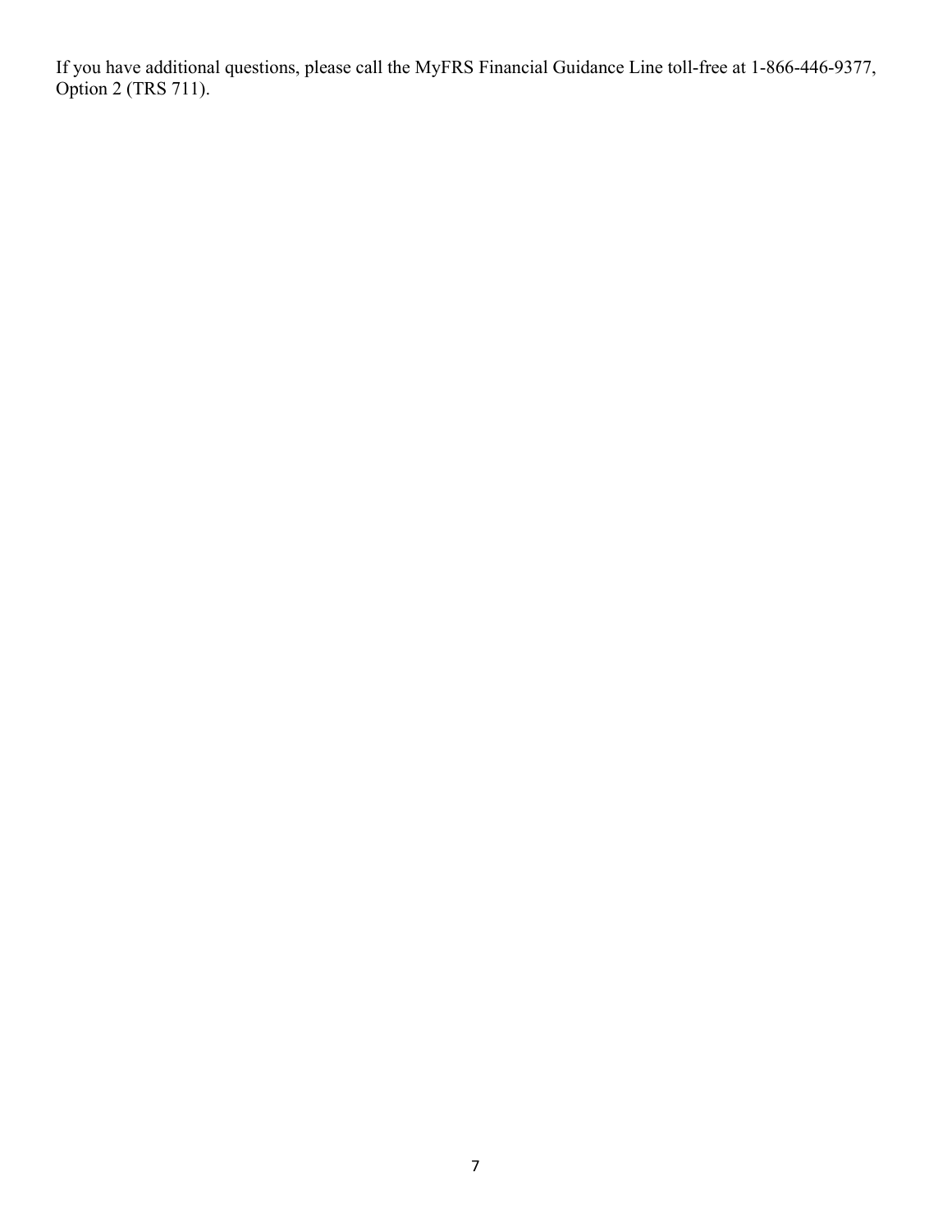If you have additional questions, please call the MyFRS Financial Guidance Line toll-free at 1-866-446-9377, Option 2 (TRS 711).